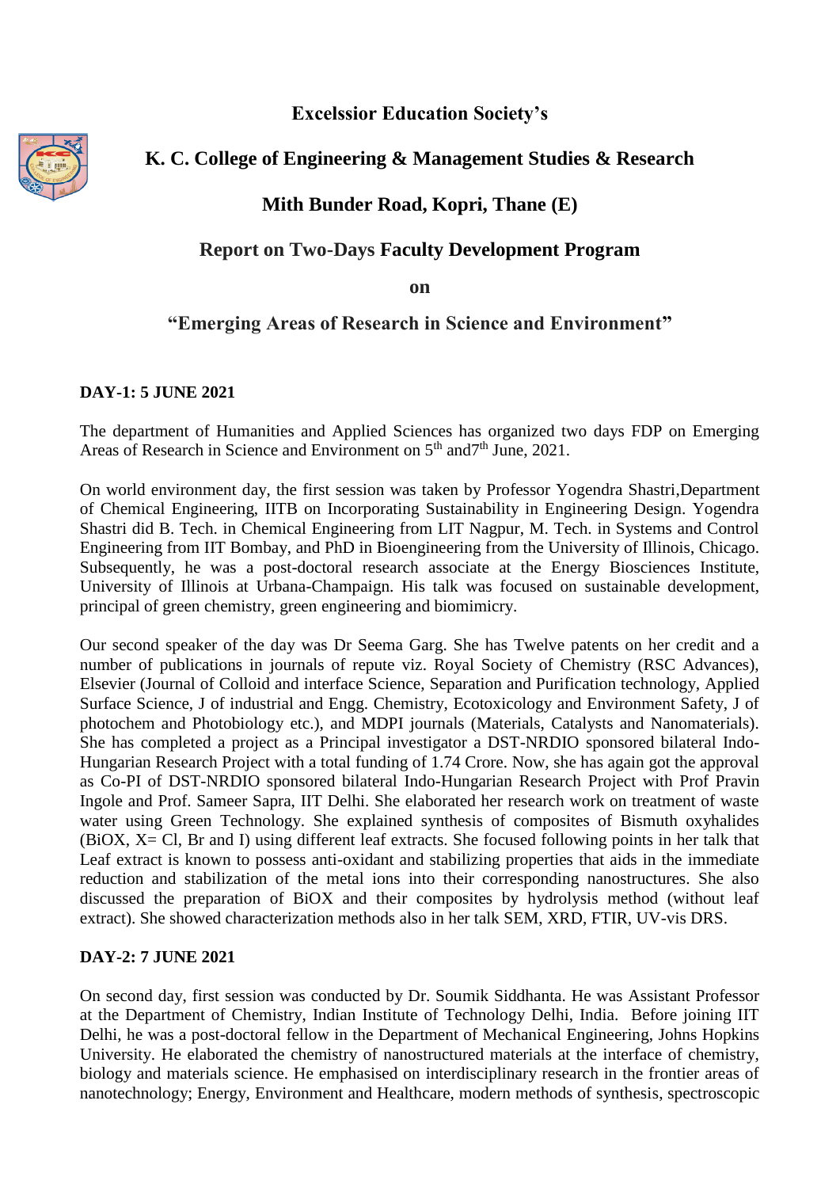**Excelssior Education Society's**

# K. C. College of Engineering & Management Studies & Research

**Mith Bunder Road, Kopri, Thane (E)**

## Report on Two-Days Faculty Development Program

**on**

## "Emerging Areas of Research in Science and Environment"

### DAY-1: 5 JUNE 2021

The department of Humanities and Applied Sciences has organized two days FDP on Emerging Areas of Research in Science and Environment on 5th and7th June, 2021.

On world environment day, the first session was taken by Professor Yogendra Shastri,Department of Chemical Engineering, IITB on Incorporating Sustainability in Engineering Design. Yogendra Shastri did B. Tech. in Chemical Engineering from LIT Nagpur, M. Tech. in Systems and Control Engineering from IIT Bombay, and PhD in Bioengineering from the University of Illinois, Chicago. Subsequently, he was a post-doctoral research associate at the Energy Biosciences Institute, University of Illinois at Urbana-Champaign. His talk was focused on sustainable development, principal of green chemistry, green engineering and biomimicry.

Our second speaker of the day was Dr Seema Garg. She has Twelve patents on her credit and a number of publications in journals of repute viz. Royal Society of Chemistry (RSC Advances), Elsevier (Journal of Colloid and interface Science, Separation and Purification technology, Applied Surface Science, J of industrial and Engg. Chemistry, Ecotoxicology and Environment Safety, J of photochem and Photobiology etc.), and MDPI journals (Materials, Catalysts and Nanomaterials). She has completed a project as a Principal investigator a DST-NRDIO sponsored bilateral Indo-Hungarian Research Project with a total funding of 1.74 Crore. Now, she has again got the approval as Co-PI of DST-NRDIO sponsored bilateral Indo-Hungarian Research Project with Prof Pravin Ingole and Prof. Sameer Sapra, IIT Delhi. She elaborated her research work on treatment of waste water using Green Technology. She explained synthesis of composites of Bismuth oxyhalides (BiOX, X= Cl, Br and I) using different leaf extracts. She focused following points in her talk that Leaf extract is known to possess anti-oxidant and stabilizing properties that aids in the immediate reduction and stabilization of the metal ions into their corresponding nanostructures. She also discussed the preparation of BiOX and their composites by hydrolysis method (without leaf extract). She showed characterization methods also in her talk SEM, XRD, FTIR, UV-vis DRS.

### DAY-2: 7 JUNE 2021

On second day, first session was conducted by Dr. Soumik Siddhanta. He was Assistant Professor at the Department of Chemistry, Indian Institute of Technology Delhi, India. Before joining IIT Delhi, he was a post-doctoral fellow in the Department of Mechanical Engineering, Johns Hopkins University. He elaborated the chemistry of nanostructured materials at the interface of chemistry, biology and materials science. He emphasised on interdisciplinary research in the frontier areas of nanotechnology; Energy, Environment and Healthcare, modern methods of synthesis, spectroscopic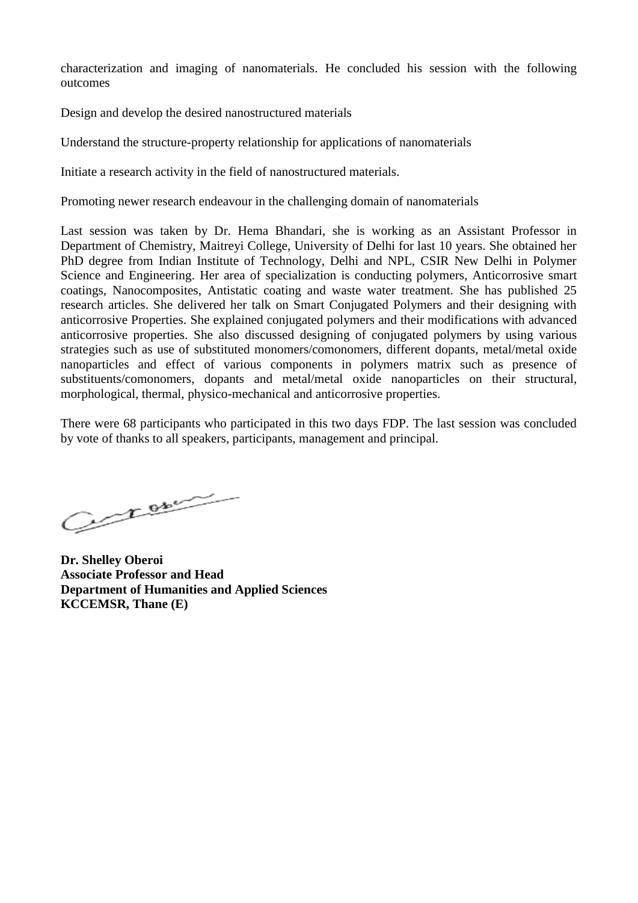characterization and imaging of nanomaterials. He concluded his session with the following outcomes

Design and develop the desired nanostructured materials

Understand the structure-property relationship for applications of nanomaterials

Initiate a research activity in the field of nanostructured materials.

Promoting newer research endeavour in the challenging domain of nanomaterials

Last session was taken by Dr. Hema Bhandari, she is working as an Assistant Professor in Department of Chemistry, Maitreyi College, University of Delhi for last 10 years. She obtained her PhD degree from Indian Institute of Technology, Delhi and NPL, CSIR New Delhi in Polymer Science and Engineering. Her area of specialization is conducting polymers, Anticorrosive smart coatings, Nanocomposites, Antistatic coating and waste water treatment. She has published 25 research articles. She delivered her talk on Smart Conjugated Polymers and their designing with anticorrosive Properties. She explained conjugated polymers and their modifications with advanced anticorrosive properties. She also discussed designing of conjugated polymers by using various strategies such as use of substituted monomers/comonomers, different dopants, metal/metal oxide nanoparticles and effect of various components in polymers matrix such as presence of substituents/comonomers, dopants and metal/metal oxide nanoparticles on their structural, morphological, thermal, physico-mechanical and anticorrosive properties.

There were 68 participants who participated in this two days FDP. The last session was concluded by vote of thanks to all speakers, participants, management and principal.

**Dr. Shelley Oberoi**
**Associate Professor and Head**
**Department of Humanities and Applied Sciences**
**KCCEMSR, Thane (E)**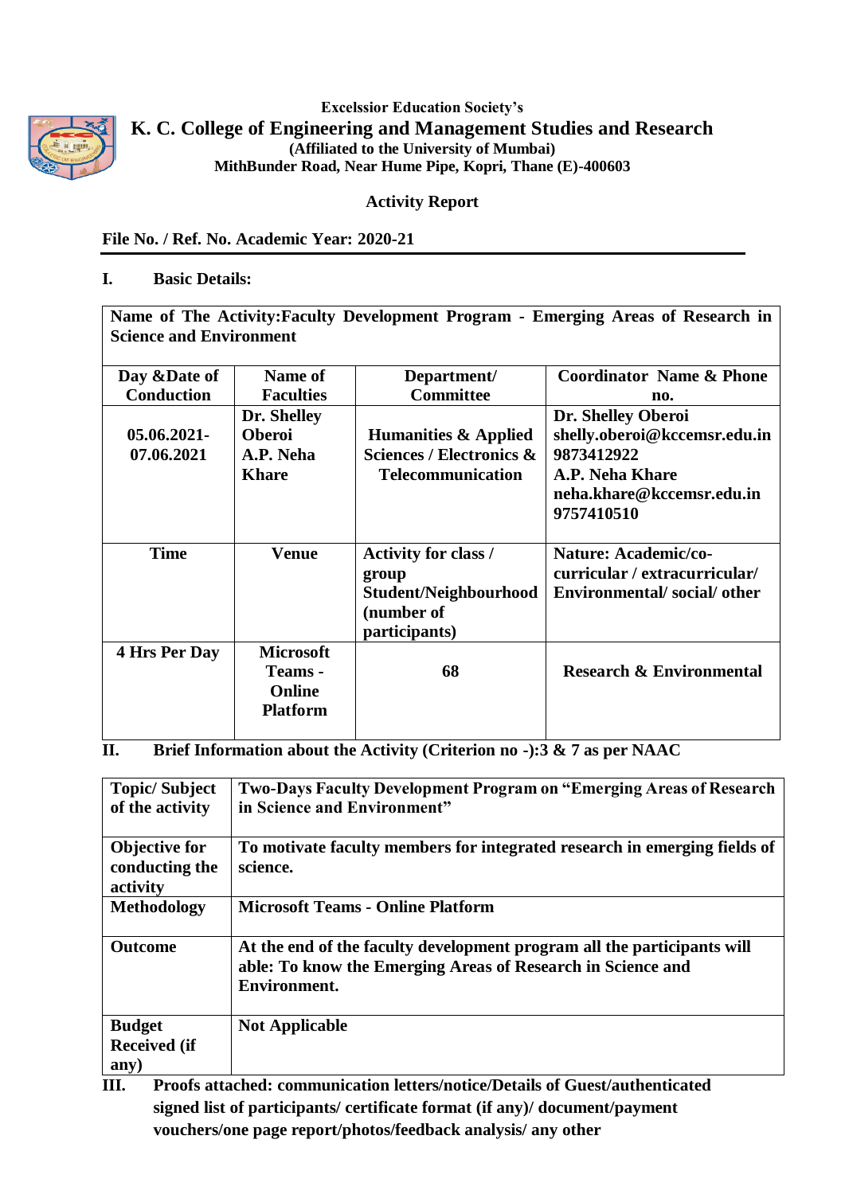Excelssior Education Society's

# K. C. College of Engineering and Management Studies and Research

(Affiliated to the University of Mumbai)

MithBunder Road, Near Hume Pipe, Kopri, Thane (E)-400603

## Activity Report

**File No. / Ref. No. Academic Year: 2020-21**

---

**I. Basic Details:**

| Name of The Activity:Faculty Development Program - Emerging Areas of Research in Science and Environment | | | |
|---|---|---|---|
| **Day &Date of Conduction** | **Name of Faculties** | **Department/ Committee** | **Coordinator Name & Phone no.** |
| **05.06.2021-07.06.2021** | **Dr. Shelley Oberoi A.P. Neha Khare** | **Humanities & Applied Sciences / Electronics & Telecommunication** | **Dr. Shelley Oberoi shelly.oberoi@kccemsr.edu.in 9873412922 A.P. Neha Khare neha.khare@kccemsr.edu.in 9757410510** |
| **Time** | **Venue** | **Activity for class / group Student/Neighbourhood (number of participants)** | **Nature: Academic/co-curricular / extracurricular/ Environmental/ social/ other** |
| **4 Hrs Per Day** | **Microsoft Teams - Online Platform** | **68** | **Research & Environmental** |

**II. Brief Information about the Activity (Criterion no -):3 & 7 as per NAAC**

| | |
|---|---|
| **Topic/ Subject of the activity** | **Two-Days Faculty Development Program on "Emerging Areas of Research in Science and Environment"** |
| **Objective for conducting the activity** | **To motivate faculty members for integrated research in emerging fields of science.** |
| **Methodology** | **Microsoft Teams - Online Platform** |
| **Outcome** | **At the end of the faculty development program all the participants will able: To know the Emerging Areas of Research in Science and Environment.** |
| **Budget Received (if any)** | **Not Applicable** |

**III. Proofs attached: communication letters/notice/Details of Guest/authenticated signed list of participants/ certificate format (if any)/ document/payment vouchers/one page report/photos/feedback analysis/ any other**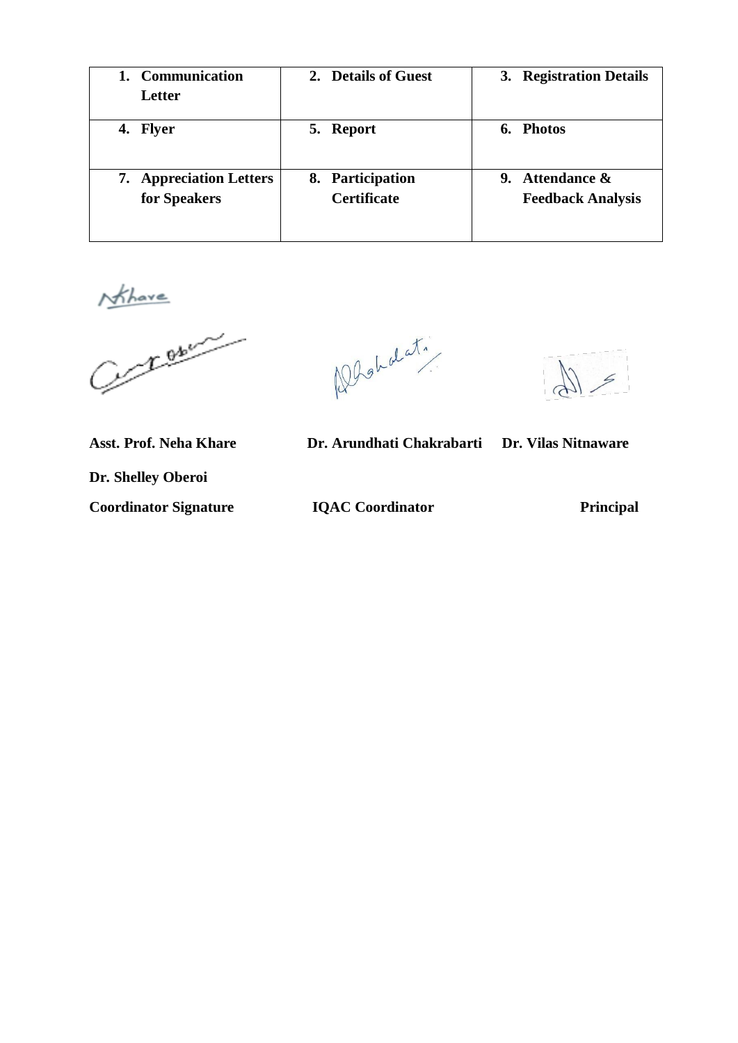| | | |
|---|---|---|
| 1. **Communication Letter** | 2. **Details of Guest** | 3. **Registration Details** |
| 4. **Flyer** | 5. **Report** | 6. **Photos** |
| 7. **Appreciation Letters for Speakers** | 8. **Participation Certificate** | 9. **Attendance & Feedback Analysis** |

**Asst. Prof. Neha Khare** **Dr. Arundhati Chakrabarti** **Dr. Vilas Nitnaware**

**Dr. Shelley Oberoi**

**Coordinator Signature** **IQAC Coordinator** **Principal**